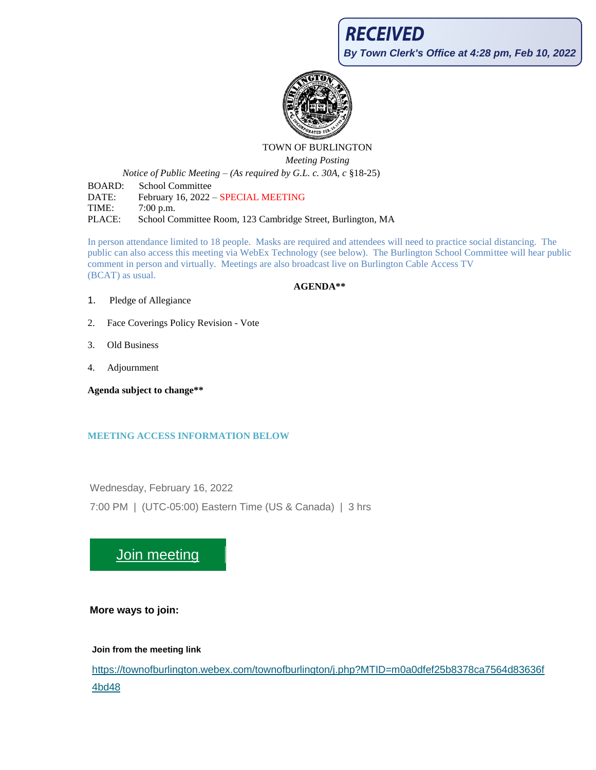**RECEIVED**

*By Town Clerk's Office at 4:28 pm, Feb 10, 2022*

TOWN OF BURLINGTON

*Meeting Posting*

*Notice of Public Meeting – (As required by G.L. c. 30A, c* §18-25)

BOARD: School Committee
DATE: February 16, 2022 – SPECIAL MEETING
TIME: 7:00 p.m.
PLACE: School Committee Room, 123 Cambridge Street, Burlington, MA

In person attendance limited to 18 people. Masks are required and attendees will need to practice social distancing. The public can also access this meeting via WebEx Technology (see below). The Burlington School Committee will hear public comment in person and virtually. Meetings are also broadcast live on Burlington Cable Access TV (BCAT) as usual.

**AGENDA****

1. Pledge of Allegiance
2. Face Coverings Policy Revision - Vote
3. Old Business
4. Adjournment

**Agenda subject to change****

**MEETING ACCESS INFORMATION BELOW**

Wednesday, February 16, 2022

7:00 PM | (UTC-05:00) Eastern Time (US & Canada) | 3 hrs

Join meeting

**More ways to join:**

**Join from the meeting link**

https://townofburlington.webex.com/townofburlington/j.php?MTID=m0a0dfef25b8378ca7564d83636f4bd48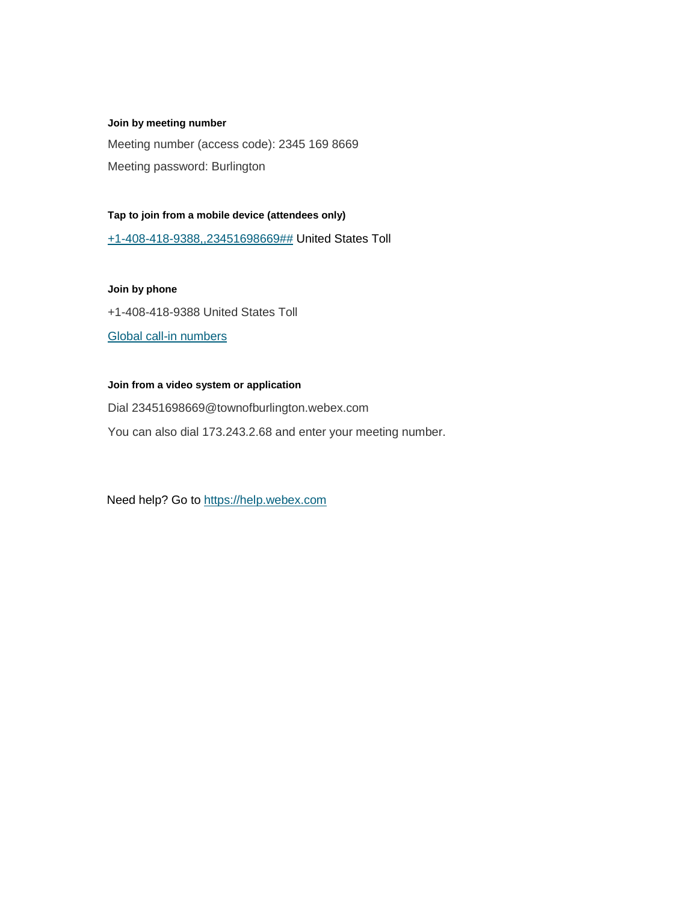**Join by meeting number**

Meeting number (access code): 2345 169 8669

Meeting password: Burlington

**Tap to join from a mobile device (attendees only)**

+1-408-418-9388,,23451698669## United States Toll

**Join by phone**

+1-408-418-9388 United States Toll

Global call-in numbers

**Join from a video system or application**

Dial 23451698669@townofburlington.webex.com

You can also dial 173.243.2.68 and enter your meeting number.

Need help? Go to https://help.webex.com